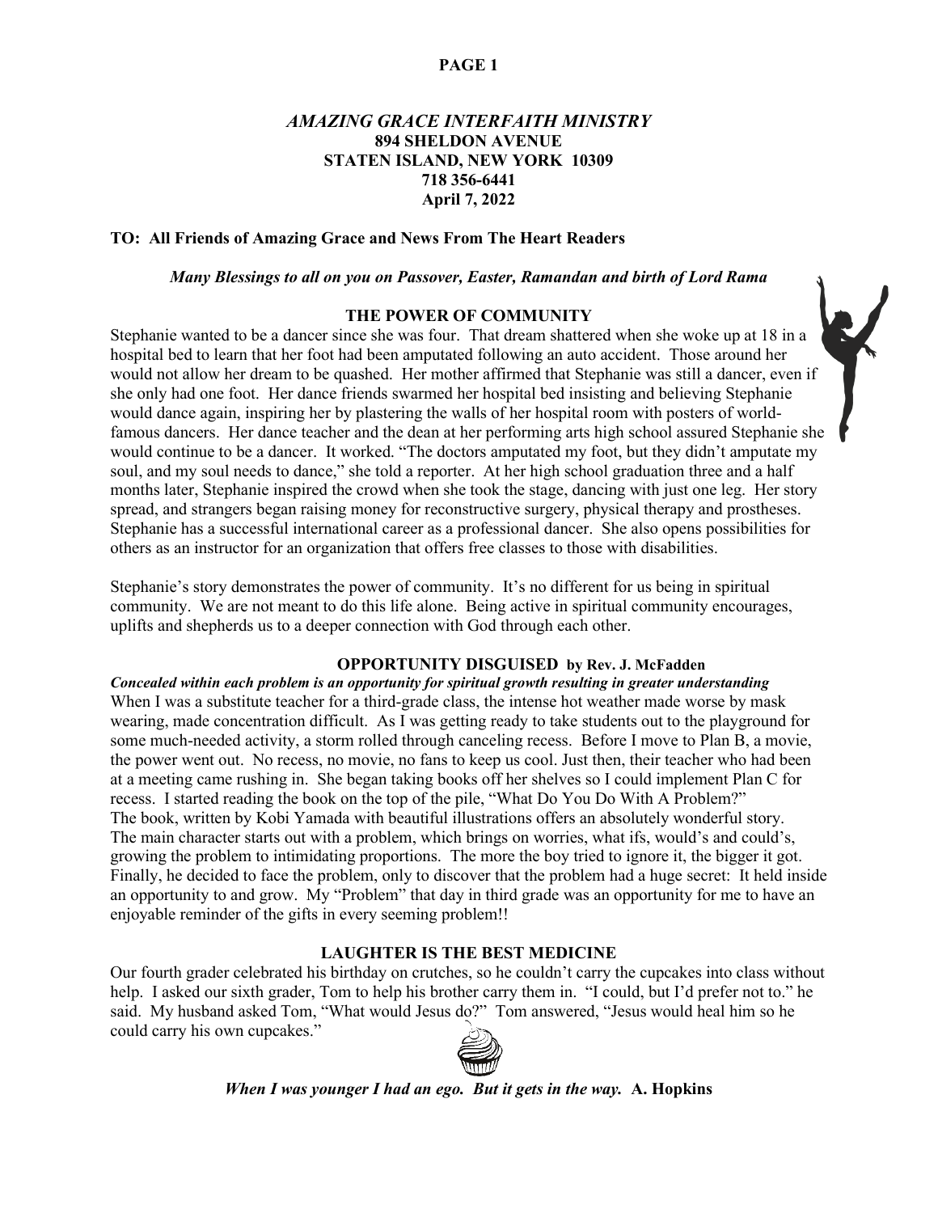# *AMAZING GRACE INTERFAITH MINISTRY*

**894 SHELDON AVENUE**
**STATEN ISLAND, NEW YORK 10309**
**718 356-6441**
**April 7, 2022**

**TO: All Friends of Amazing Grace and News From The Heart Readers**

***Many Blessings to all on you on Passover, Easter, Ramandan and birth of Lord Rama***

## THE POWER OF COMMUNITY

Stephanie wanted to be a dancer since she was four. That dream shattered when she woke up at 18 in a hospital bed to learn that her foot had been amputated following an auto accident. Those around her would not allow her dream to be quashed. Her mother affirmed that Stephanie was still a dancer, even if she only had one foot. Her dance friends swarmed her hospital bed insisting and believing Stephanie would dance again, inspiring her by plastering the walls of her hospital room with posters of world-famous dancers. Her dance teacher and the dean at her performing arts high school assured Stephanie she would continue to be a dancer. It worked. "The doctors amputated my foot, but they didn't amputate my soul, and my soul needs to dance," she told a reporter. At her high school graduation three and a half months later, Stephanie inspired the crowd when she took the stage, dancing with just one leg. Her story spread, and strangers began raising money for reconstructive surgery, physical therapy and prostheses. Stephanie has a successful international career as a professional dancer. She also opens possibilities for others as an instructor for an organization that offers free classes to those with disabilities.

Stephanie's story demonstrates the power of community. It's no different for us being in spiritual community. We are not meant to do this life alone. Being active in spiritual community encourages, uplifts and shepherds us to a deeper connection with God through each other.

## OPPORTUNITY DISGUISED by Rev. J. McFadden

***Concealed within each problem is an opportunity for spiritual growth resulting in greater understanding***

When I was a substitute teacher for a third-grade class, the intense hot weather made worse by mask wearing, made concentration difficult. As I was getting ready to take students out to the playground for some much-needed activity, a storm rolled through canceling recess. Before I move to Plan B, a movie, the power went out. No recess, no movie, no fans to keep us cool. Just then, their teacher who had been at a meeting came rushing in. She began taking books off her shelves so I could implement Plan C for recess. I started reading the book on the top of the pile, "What Do You Do With A Problem?" The book, written by Kobi Yamada with beautiful illustrations offers an absolutely wonderful story. The main character starts out with a problem, which brings on worries, what ifs, would's and could's, growing the problem to intimidating proportions. The more the boy tried to ignore it, the bigger it got. Finally, he decided to face the problem, only to discover that the problem had a huge secret: It held inside an opportunity to and grow. My "Problem" that day in third grade was an opportunity for me to have an enjoyable reminder of the gifts in every seeming problem!!

## LAUGHTER IS THE BEST MEDICINE

Our fourth grader celebrated his birthday on crutches, so he couldn't carry the cupcakes into class without help. I asked our sixth grader, Tom to help his brother carry them in. "I could, but I'd prefer not to." he said. My husband asked Tom, "What would Jesus do?" Tom answered, "Jesus would heal him so he could carry his own cupcakes."

***When I was younger I had an ego. But it gets in the way.*** **A. Hopkins**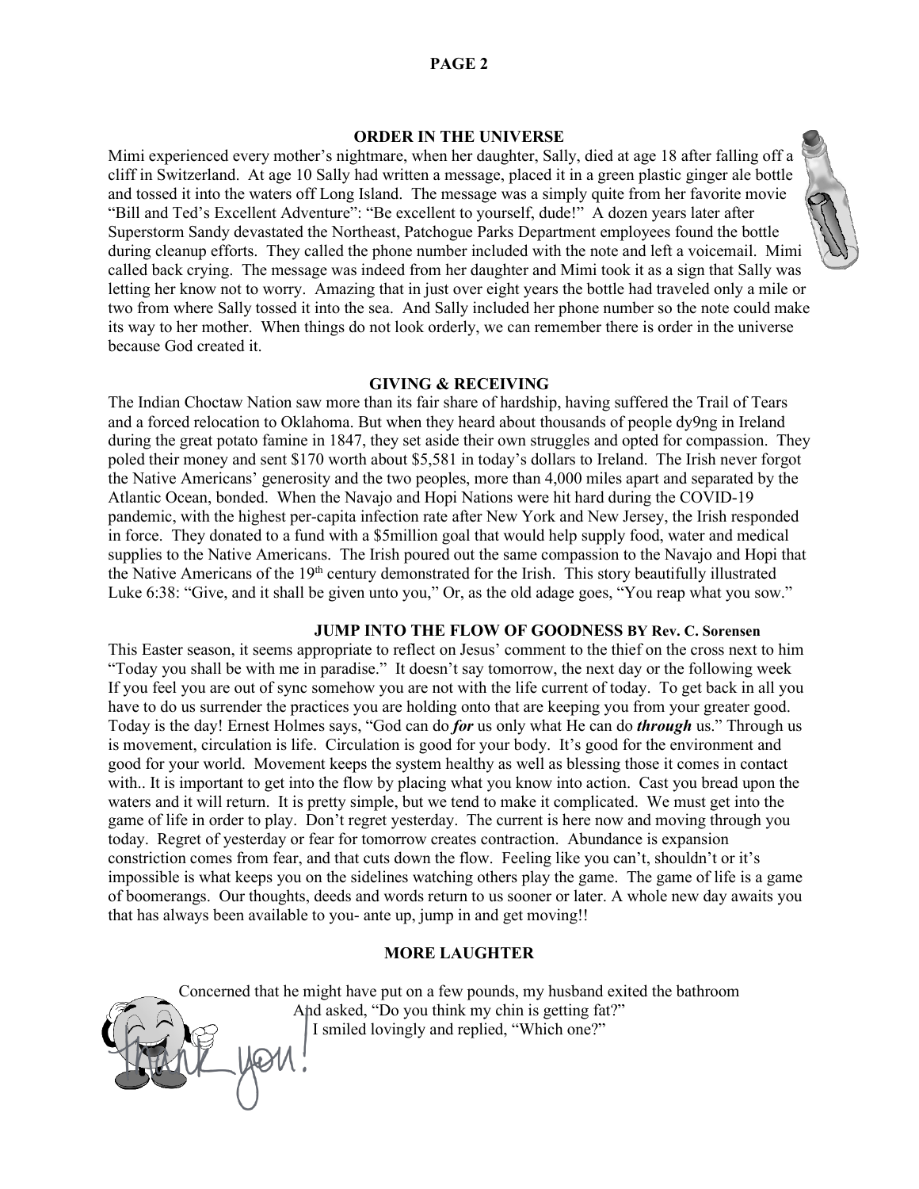## ORDER IN THE UNIVERSE

Mimi experienced every mother's nightmare, when her daughter, Sally, died at age 18 after falling off a cliff in Switzerland. At age 10 Sally had written a message, placed it in a green plastic ginger ale bottle and tossed it into the waters off Long Island. The message was a simply quite from her favorite movie "Bill and Ted's Excellent Adventure": "Be excellent to yourself, dude!" A dozen years later after Superstorm Sandy devastated the Northeast, Patchogue Parks Department employees found the bottle during cleanup efforts. They called the phone number included with the note and left a voicemail. Mimi called back crying. The message was indeed from her daughter and Mimi took it as a sign that Sally was letting her know not to worry. Amazing that in just over eight years the bottle had traveled only a mile or two from where Sally tossed it into the sea. And Sally included her phone number so the note could make its way to her mother. When things do not look orderly, we can remember there is order in the universe because God created it.

## GIVING & RECEIVING

The Indian Choctaw Nation saw more than its fair share of hardship, having suffered the Trail of Tears and a forced relocation to Oklahoma. But when they heard about thousands of people dy9ng in Ireland during the great potato famine in 1847, they set aside their own struggles and opted for compassion. They poled their money and sent $170 worth about $5,581 in today's dollars to Ireland. The Irish never forgot the Native Americans' generosity and the two peoples, more than 4,000 miles apart and separated by the Atlantic Ocean, bonded. When the Navajo and Hopi Nations were hit hard during the COVID-19 pandemic, with the highest per-capita infection rate after New York and New Jersey, the Irish responded in force. They donated to a fund with a $5million goal that would help supply food, water and medical supplies to the Native Americans. The Irish poured out the same compassion to the Navajo and Hopi that the Native Americans of the 19th century demonstrated for the Irish. This story beautifully illustrated Luke 6:38: "Give, and it shall be given unto you," Or, as the old adage goes, "You reap what you sow."

## JUMP INTO THE FLOW OF GOODNESS BY Rev. C. Sorensen

This Easter season, it seems appropriate to reflect on Jesus' comment to the thief on the cross next to him "Today you shall be with me in paradise." It doesn't say tomorrow, the next day or the following week If you feel you are out of sync somehow you are not with the life current of today. To get back in all you have to do us surrender the practices you are holding onto that are keeping you from your greater good. Today is the day! Ernest Holmes says, "God can do ***for*** us only what He can do ***through*** us." Through us is movement, circulation is life. Circulation is good for your body. It's good for the environment and good for your world. Movement keeps the system healthy as well as blessing those it comes in contact with.. It is important to get into the flow by placing what you know into action. Cast you bread upon the waters and it will return. It is pretty simple, but we tend to make it complicated. We must get into the game of life in order to play. Don't regret yesterday. The current is here now and moving through you today. Regret of yesterday or fear for tomorrow creates contraction. Abundance is expansion constriction comes from fear, and that cuts down the flow. Feeling like you can't, shouldn't or it's impossible is what keeps you on the sidelines watching others play the game. The game of life is a game of boomerangs. Our thoughts, deeds and words return to us sooner or later. A whole new day awaits you that has always been available to you- ante up, jump in and get moving!!

## MORE LAUGHTER

Concerned that he might have put on a few pounds, my husband exited the bathroom And asked, "Do you think my chin is getting fat?" I smiled lovingly and replied, "Which one?"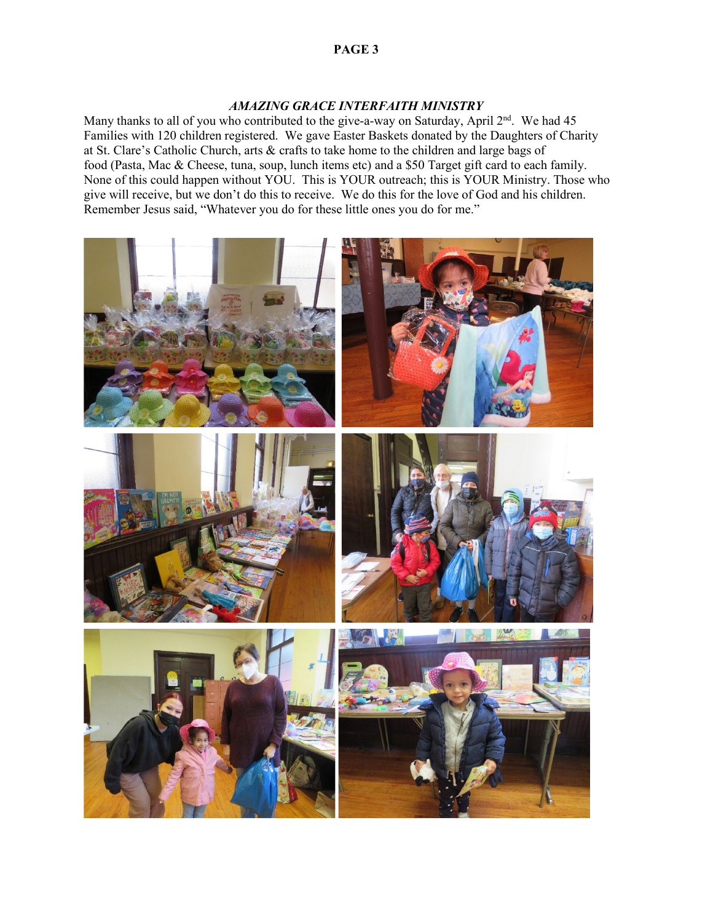## *AMAZING GRACE INTERFAITH MINISTRY*

Many thanks to all of you who contributed to the give-a-way on Saturday, April 2nd. We had 45 Families with 120 children registered. We gave Easter Baskets donated by the Daughters of Charity at St. Clare's Catholic Church, arts & crafts to take home to the children and large bags of food (Pasta, Mac & Cheese, tuna, soup, lunch items etc) and a $50 Target gift card to each family. None of this could happen without YOU. This is YOUR outreach; this is YOUR Ministry. Those who give will receive, but we don't do this to receive. We do this for the love of God and his children. Remember Jesus said, "Whatever you do for these little ones you do for me."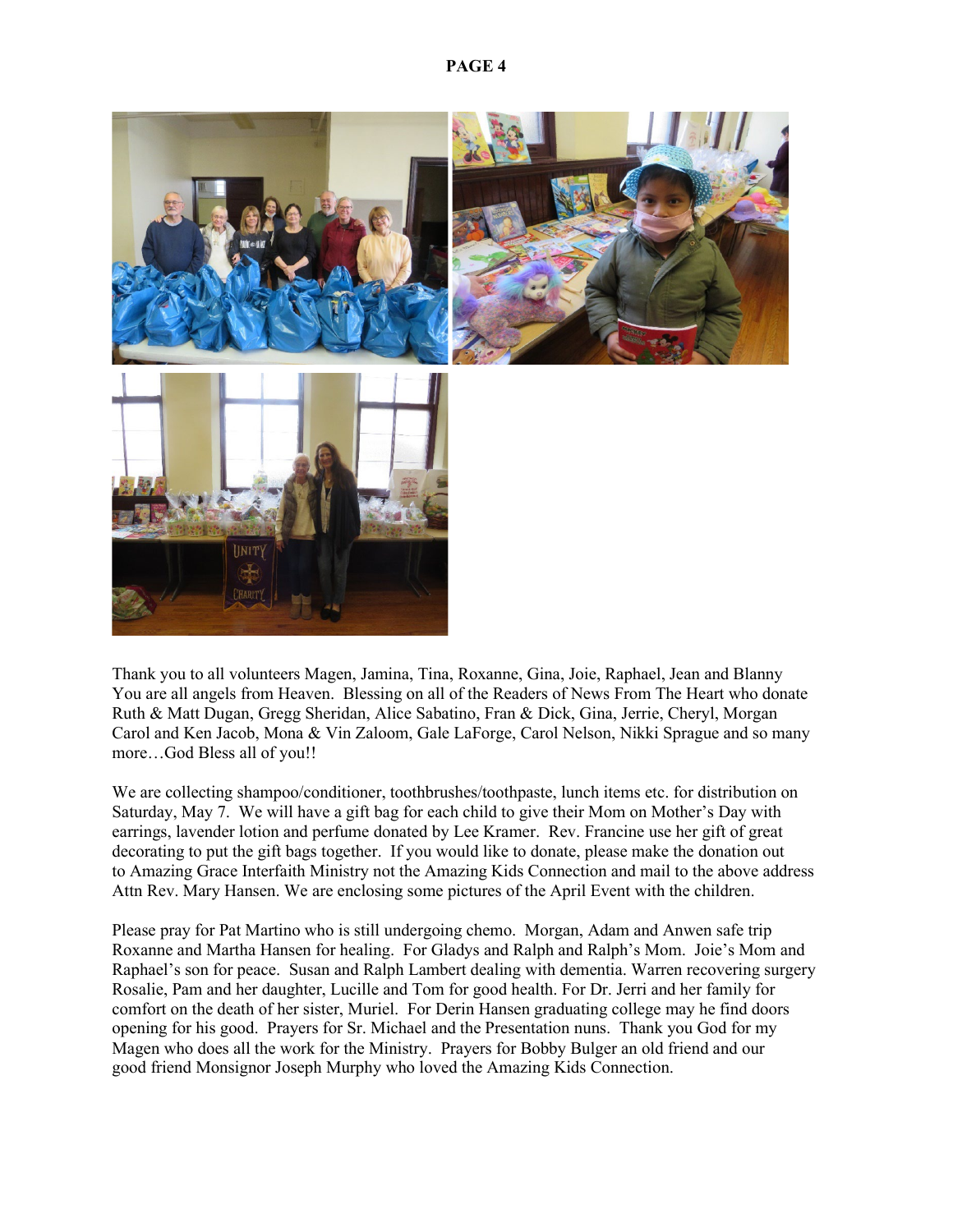Thank you to all volunteers Magen, Jamina, Tina, Roxanne, Gina, Joie, Raphael, Jean and Blanny You are all angels from Heaven. Blessing on all of the Readers of News From The Heart who donate Ruth & Matt Dugan, Gregg Sheridan, Alice Sabatino, Fran & Dick, Gina, Jerrie, Cheryl, Morgan Carol and Ken Jacob, Mona & Vin Zaloom, Gale LaForge, Carol Nelson, Nikki Sprague and so many more…God Bless all of you!!

We are collecting shampoo/conditioner, toothbrushes/toothpaste, lunch items etc. for distribution on Saturday, May 7. We will have a gift bag for each child to give their Mom on Mother's Day with earrings, lavender lotion and perfume donated by Lee Kramer. Rev. Francine use her gift of great decorating to put the gift bags together. If you would like to donate, please make the donation out to Amazing Grace Interfaith Ministry not the Amazing Kids Connection and mail to the above address Attn Rev. Mary Hansen. We are enclosing some pictures of the April Event with the children.

Please pray for Pat Martino who is still undergoing chemo. Morgan, Adam and Anwen safe trip Roxanne and Martha Hansen for healing. For Gladys and Ralph and Ralph's Mom. Joie's Mom and Raphael's son for peace. Susan and Ralph Lambert dealing with dementia. Warren recovering surgery Rosalie, Pam and her daughter, Lucille and Tom for good health. For Dr. Jerri and her family for comfort on the death of her sister, Muriel. For Derin Hansen graduating college may he find doors opening for his good. Prayers for Sr. Michael and the Presentation nuns. Thank you God for my Magen who does all the work for the Ministry. Prayers for Bobby Bulger an old friend and our good friend Monsignor Joseph Murphy who loved the Amazing Kids Connection.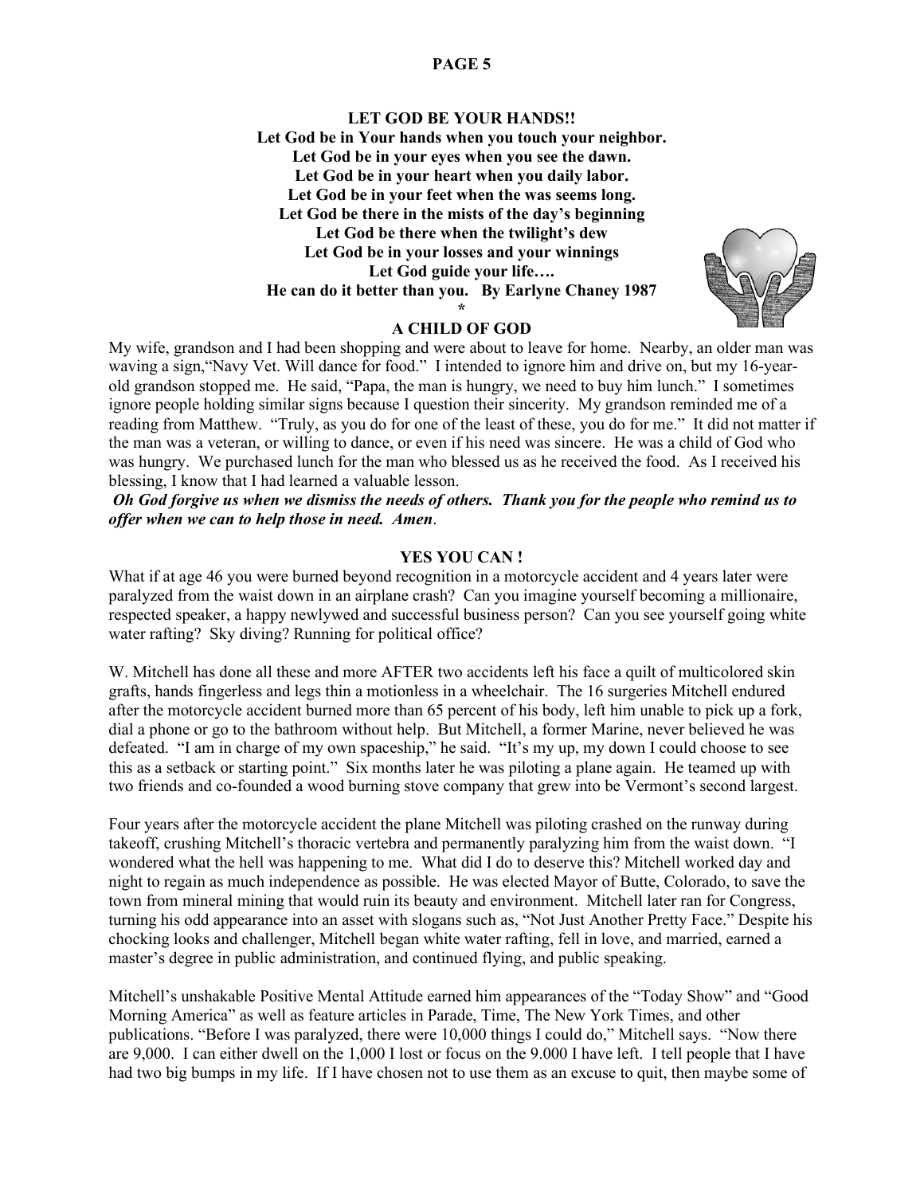**LET GOD BE YOUR HANDS!!**

**Let God be in Your hands when you touch your neighbor.**
**Let God be in your eyes when you see the dawn.**
**Let God be in your heart when you daily labor.**
**Let God be in your feet when the was seems long.**
**Let God be there in the mists of the day's beginning**
**Let God be there when the twilight's dew**
**Let God be in your losses and your winnings**
**Let God guide your life….**
**He can do it better than you. By Earlyne Chaney 1987**

*

## A CHILD OF GOD

My wife, grandson and I had been shopping and were about to leave for home. Nearby, an older man was waving a sign,"Navy Vet. Will dance for food." I intended to ignore him and drive on, but my 16-year-old grandson stopped me. He said, "Papa, the man is hungry, we need to buy him lunch." I sometimes ignore people holding similar signs because I question their sincerity. My grandson reminded me of a reading from Matthew. "Truly, as you do for one of the least of these, you do for me." It did not matter if the man was a veteran, or willing to dance, or even if his need was sincere. He was a child of God who was hungry. We purchased lunch for the man who blessed us as he received the food. As I received his blessing, I know that I had learned a valuable lesson.

***Oh God forgive us when we dismiss the needs of others. Thank you for the people who remind us to offer when we can to help those in need. Amen***.

## YES YOU CAN !

What if at age 46 you were burned beyond recognition in a motorcycle accident and 4 years later were paralyzed from the waist down in an airplane crash? Can you imagine yourself becoming a millionaire, respected speaker, a happy newlywed and successful business person? Can you see yourself going white water rafting? Sky diving? Running for political office?

W. Mitchell has done all these and more AFTER two accidents left his face a quilt of multicolored skin grafts, hands fingerless and legs thin a motionless in a wheelchair. The 16 surgeries Mitchell endured after the motorcycle accident burned more than 65 percent of his body, left him unable to pick up a fork, dial a phone or go to the bathroom without help. But Mitchell, a former Marine, never believed he was defeated. "I am in charge of my own spaceship," he said. "It's my up, my down I could choose to see this as a setback or starting point." Six months later he was piloting a plane again. He teamed up with two friends and co-founded a wood burning stove company that grew into be Vermont's second largest.

Four years after the motorcycle accident the plane Mitchell was piloting crashed on the runway during takeoff, crushing Mitchell's thoracic vertebra and permanently paralyzing him from the waist down. "I wondered what the hell was happening to me. What did I do to deserve this? Mitchell worked day and night to regain as much independence as possible. He was elected Mayor of Butte, Colorado, to save the town from mineral mining that would ruin its beauty and environment. Mitchell later ran for Congress, turning his odd appearance into an asset with slogans such as, "Not Just Another Pretty Face." Despite his chocking looks and challenger, Mitchell began white water rafting, fell in love, and married, earned a master's degree in public administration, and continued flying, and public speaking.

Mitchell's unshakable Positive Mental Attitude earned him appearances of the "Today Show" and "Good Morning America" as well as feature articles in Parade, Time, The New York Times, and other publications. "Before I was paralyzed, there were 10,000 things I could do," Mitchell says. "Now there are 9,000. I can either dwell on the 1,000 I lost or focus on the 9.000 I have left. I tell people that I have had two big bumps in my life. If I have chosen not to use them as an excuse to quit, then maybe some of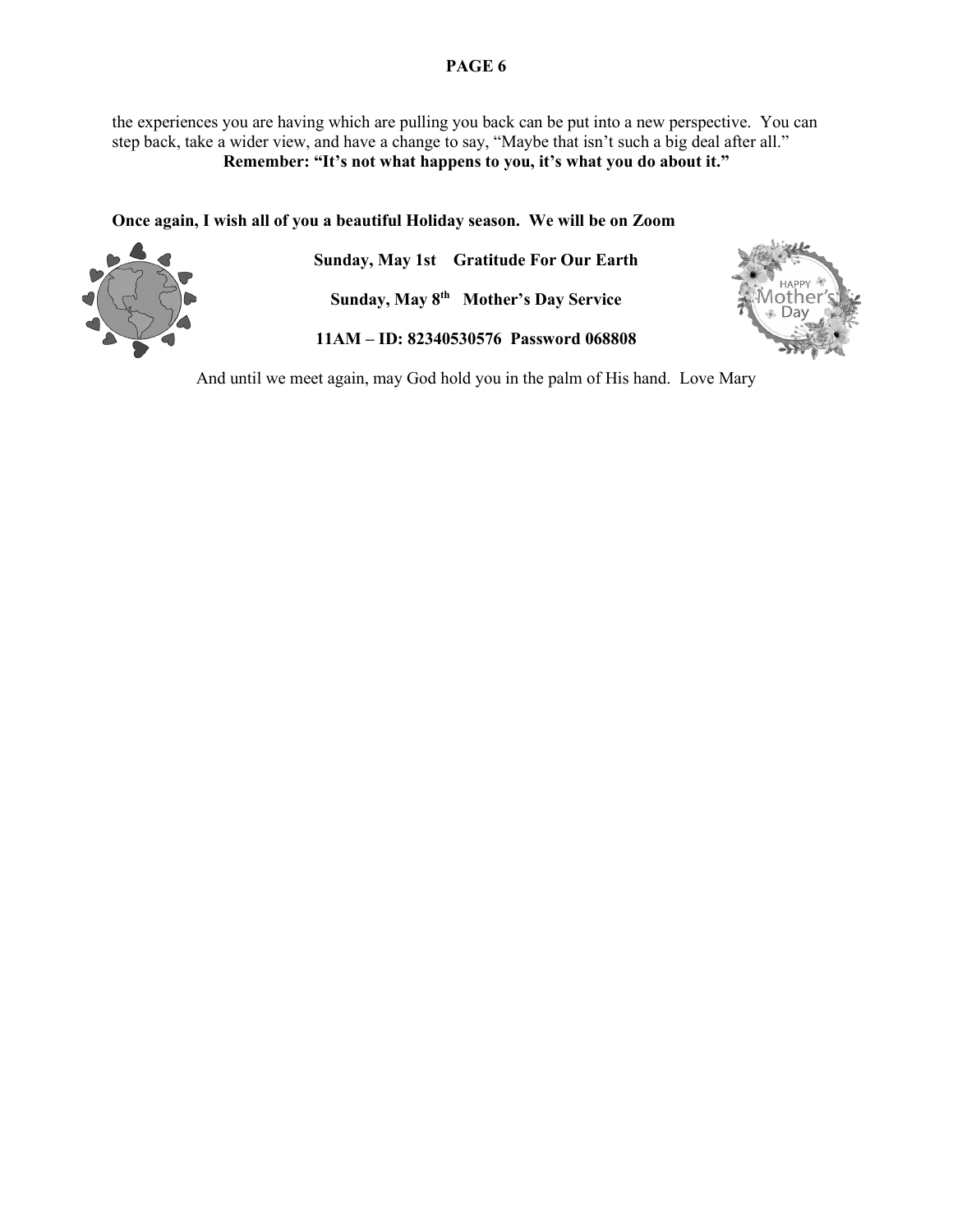the experiences you are having which are pulling you back can be put into a new perspective. You can step back, take a wider view, and have a change to say, "Maybe that isn't such a big deal after all."

**Remember: "It's not what happens to you, it's what you do about it."**

**Once again, I wish all of you a beautiful Holiday season. We will be on Zoom**

**Sunday, May 1st Gratitude For Our Earth**

**Sunday, May 8th Mother's Day Service**

**11AM – ID: 82340530576 Password 068808**

And until we meet again, may God hold you in the palm of His hand. Love Mary